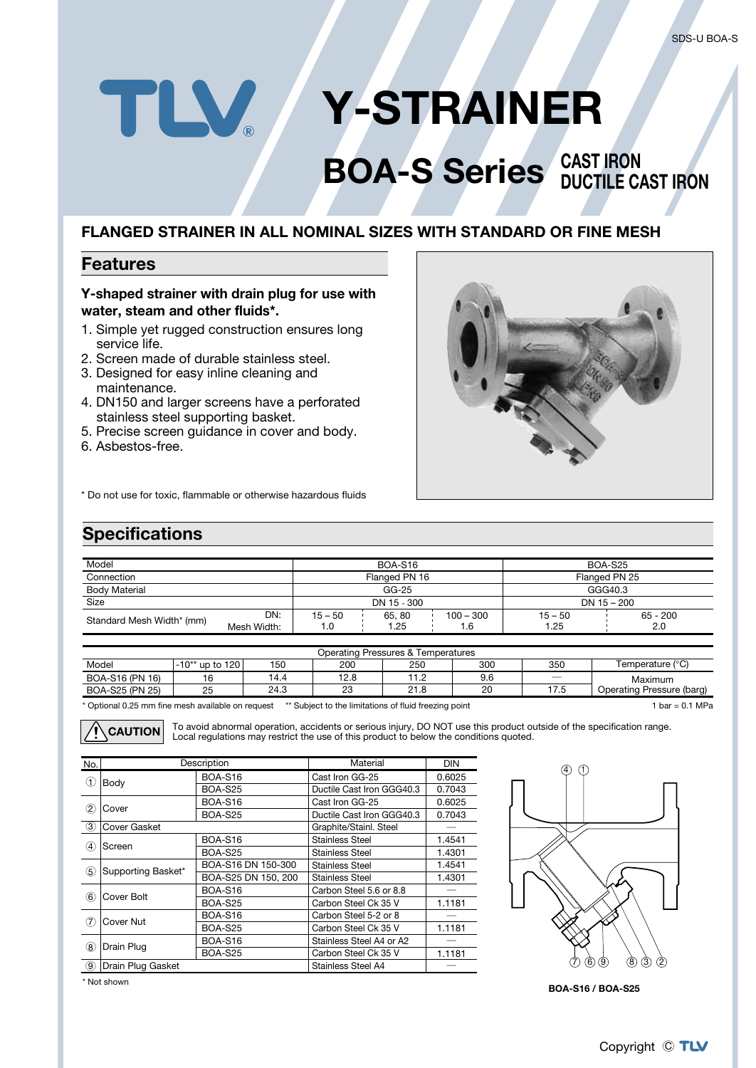# Y-STRAINER

## BOA-S Series

**CAST IRON**
**DUCTILE CAST IRON**

### FLANGED STRAINER IN ALL NOMINAL SIZES WITH STANDARD OR FINE MESH

## Features

**Y-shaped strainer with drain plug for use with water, steam and other fluids*.**

1. Simple yet rugged construction ensures long service life.
2. Screen made of durable stainless steel.
3. Designed for easy inline cleaning and maintenance.
4. DN150 and larger screens have a perforated stainless steel supporting basket.
5. Precise screen guidance in cover and body.
6. Asbestos-free.

\* Do not use for toxic, flammable or otherwise hazardous fluids

## Specifications

| Model | | BOA-S16 | | | BOA-S25 | |
|---|---|---|---|---|---|---|
| Connection | | Flanged PN 16 | | | Flanged PN 25 | |
| Body Material | | GG-25 | | | GGG40.3 | |
| Size | | DN 15 - 300 | | | DN 15 – 200 | |
| Standard Mesh Width* (mm) | DN: | 15 – 50 | 65, 80 | 100 – 300 | 15 – 50 | 65 - 200 |
| | Mesh Width: | 1.0 | 1.25 | 1.6 | 1.25 | 2.0 |

| Operating Pressures & Temperatures | | | | | | | |
|---|---|---|---|---|---|---|---|
| Model | -10** up to 120 | 150 | 200 | 250 | 300 | 350 | Temperature (°C) |
| BOA-S16 (PN 16) | 16 | 14.4 | 12.8 | 11.2 | 9.6 | — | Maximum Operating Pressure (barg) |
| BOA-S25 (PN 25) | 25 | 24.3 | 23 | 21.8 | 20 | 17.5 | |

\* Optional 0.25 mm fine mesh available on request ** Subject to the limitations of fluid freezing point 1 bar = 0.1 MPa

**CAUTION** To avoid abnormal operation, accidents or serious injury, DO NOT use this product outside of the specification range. Local regulations may restrict the use of this product to below the conditions quoted.

| No. | Description | | Material | DIN |
|---|---|---|---|---|
| ① | Body | BOA-S16 | Cast Iron GG-25 | 0.6025 |
| | | BOA-S25 | Ductile Cast Iron GGG40.3 | 0.7043 |
| ② | Cover | BOA-S16 | Cast Iron GG-25 | 0.6025 |
| | | BOA-S25 | Ductile Cast Iron GGG40.3 | 0.7043 |
| ③ | Cover Gasket | | Graphite/Stainl. Steel | — |
| ④ | Screen | BOA-S16 | Stainless Steel | 1.4541 |
| | | BOA-S25 | Stainless Steel | 1.4301 |
| ⑤ | Supporting Basket* | BOA-S16 DN 150-300 | Stainless Steel | 1.4541 |
| | | BOA-S25 DN 150, 200 | Stainless Steel | 1.4301 |
| ⑥ | Cover Bolt | BOA-S16 | Carbon Steel 5.6 or 8.8 | — |
| | | BOA-S25 | Carbon Steel Ck 35 V | 1.1181 |
| ⑦ | Cover Nut | BOA-S16 | Carbon Steel 5-2 or 8 | — |
| | | BOA-S25 | Carbon Steel Ck 35 V | 1.1181 |
| ⑧ | Drain Plug | BOA-S16 | Stainless Steel A4 or A2 | — |
| | | BOA-S25 | Carbon Steel Ck 35 V | 1.1181 |
| ⑨ | Drain Plug Gasket | | Stainless Steel A4 | — |

\* Not shown

BOA-S16 / BOA-S25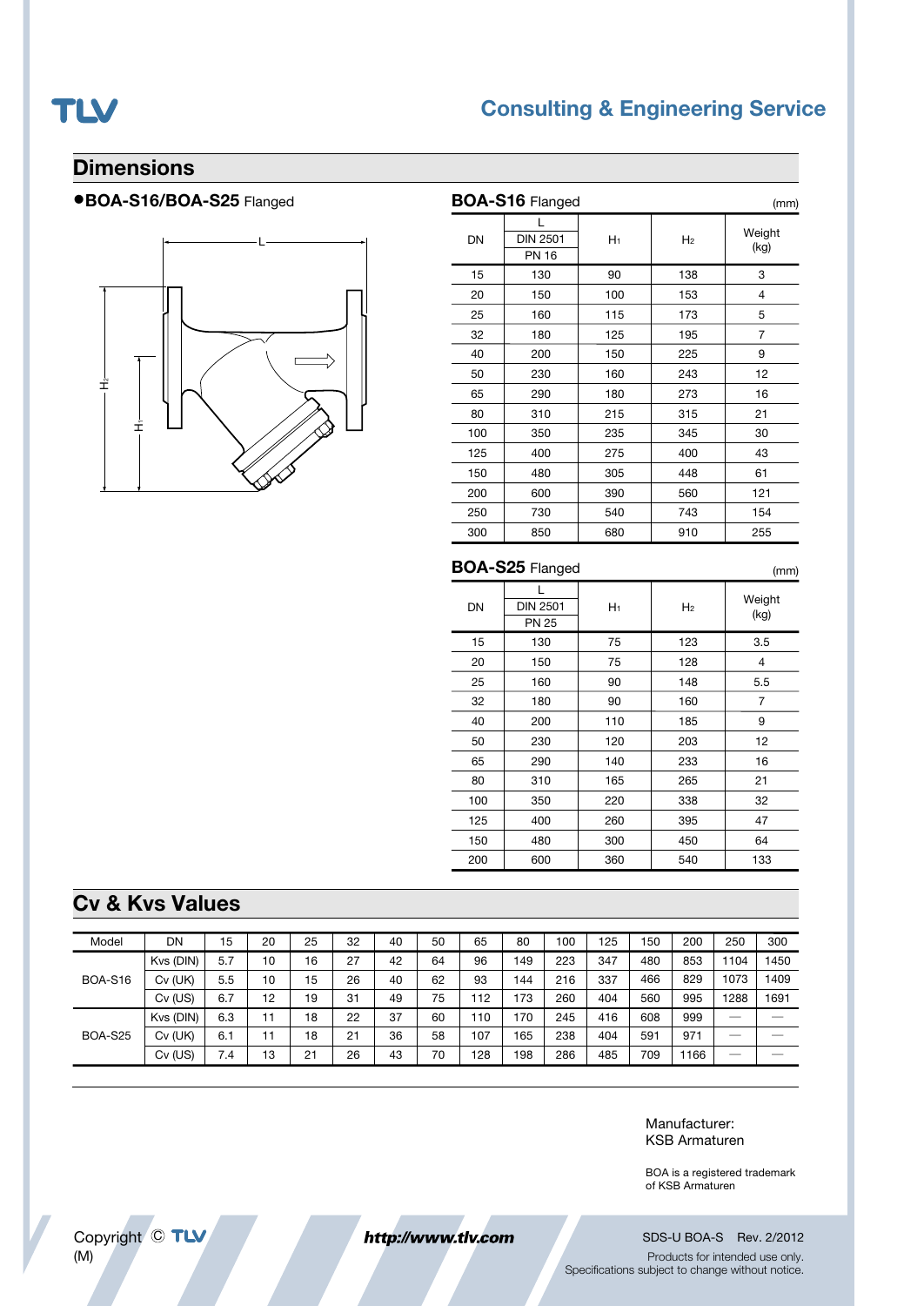TLV

Consulting & Engineering Service

## Dimensions

### ●BOA-S16/BOA-S25 Flanged

L

$H_2$

$H_1$

**BOA-S16** Flanged (mm)

| DN | L DIN 2501 PN 16 | $H_1$ | $H_2$ | Weight (kg) |
|---|---|---|---|---|
| 15 | 130 | 90 | 138 | 3 |
| 20 | 150 | 100 | 153 | 4 |
| 25 | 160 | 115 | 173 | 5 |
| 32 | 180 | 125 | 195 | 7 |
| 40 | 200 | 150 | 225 | 9 |
| 50 | 230 | 160 | 243 | 12 |
| 65 | 290 | 180 | 273 | 16 |
| 80 | 310 | 215 | 315 | 21 |
| 100 | 350 | 235 | 345 | 30 |
| 125 | 400 | 275 | 400 | 43 |
| 150 | 480 | 305 | 448 | 61 |
| 200 | 600 | 390 | 560 | 121 |
| 250 | 730 | 540 | 743 | 154 |
| 300 | 850 | 680 | 910 | 255 |

**BOA-S25** Flanged (mm)

| DN | L DIN 2501 PN 25 | $H_1$ | $H_2$ | Weight (kg) |
|---|---|---|---|---|
| 15 | 130 | 75 | 123 | 3.5 |
| 20 | 150 | 75 | 128 | 4 |
| 25 | 160 | 90 | 148 | 5.5 |
| 32 | 180 | 90 | 160 | 7 |
| 40 | 200 | 110 | 185 | 9 |
| 50 | 230 | 120 | 203 | 12 |
| 65 | 290 | 140 | 233 | 16 |
| 80 | 310 | 165 | 265 | 21 |
| 100 | 350 | 220 | 338 | 32 |
| 125 | 400 | 260 | 395 | 47 |
| 150 | 480 | 300 | 450 | 64 |
| 200 | 600 | 360 | 540 | 133 |

## Cv & Kvs Values

| Model | DN | 15 | 20 | 25 | 32 | 40 | 50 | 65 | 80 | 100 | 125 | 150 | 200 | 250 | 300 |
|---|---|---|---|---|---|---|---|---|---|---|---|---|---|---|---|
| BOA-S16 | Kvs (DIN) | 5.7 | 10 | 16 | 27 | 42 | 64 | 96 | 149 | 223 | 347 | 480 | 853 | 1104 | 1450 |
| | Cv (UK) | 5.5 | 10 | 15 | 26 | 40 | 62 | 93 | 144 | 216 | 337 | 466 | 829 | 1073 | 1409 |
| | Cv (US) | 6.7 | 12 | 19 | 31 | 49 | 75 | 112 | 173 | 260 | 404 | 560 | 995 | 1288 | 1691 |
| BOA-S25 | Kvs (DIN) | 6.3 | 11 | 18 | 22 | 37 | 60 | 110 | 170 | 245 | 416 | 608 | 999 | — | — |
| | Cv (UK) | 6.1 | 11 | 18 | 21 | 36 | 58 | 107 | 165 | 238 | 404 | 591 | 971 | — | — |
| | Cv (US) | 7.4 | 13 | 21 | 26 | 43 | 70 | 128 | 198 | 286 | 485 | 709 | 1166 | — | — |

Manufacturer:
KSB Armaturen

BOA is a registered trademark of KSB Armaturen

Copyright © TLV
(M)

*http://www.tlv.com*

SDS-U BOA-S Rev. 2/2012

Products for intended use only.
Specifications subject to change without notice.